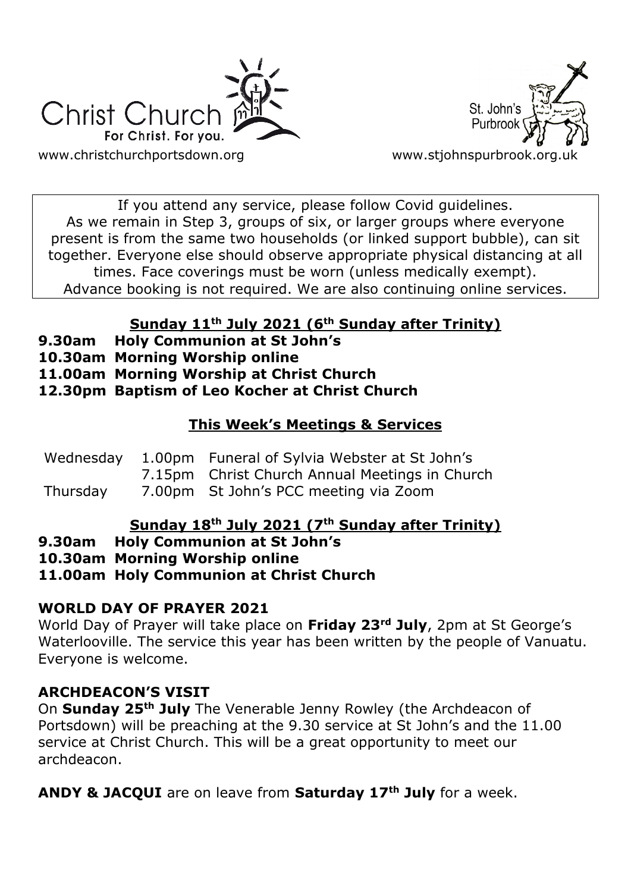Christ Church
For Christ. For you.

www.christchurchportsdown.org

St. John's Purbrook

www.stjohnspurbrook.org.uk

If you attend any service, please follow Covid guidelines. As we remain in Step 3, groups of six, or larger groups where everyone present is from the same two households (or linked support bubble), can sit together. Everyone else should observe appropriate physical distancing at all times. Face coverings must be worn (unless medically exempt). Advance booking is not required. We are also continuing online services.

## Sunday 11th July 2021 (6th Sunday after Trinity)

**9.30am Holy Communion at St John's**
**10.30am Morning Worship online**
**11.00am Morning Worship at Christ Church**
**12.30pm Baptism of Leo Kocher at Christ Church**

## This Week's Meetings & Services

| | | |
|---|---|---|
| Wednesday | 1.00pm | Funeral of Sylvia Webster at St John's |
| | 7.15pm | Christ Church Annual Meetings in Church |
| Thursday | 7.00pm | St John's PCC meeting via Zoom |

## Sunday 18th July 2021 (7th Sunday after Trinity)

**9.30am Holy Communion at St John's**
**10.30am Morning Worship online**
**11.00am Holy Communion at Christ Church**

### WORLD DAY OF PRAYER 2021

World Day of Prayer will take place on **Friday 23rd July**, 2pm at St George's Waterlooville. The service this year has been written by the people of Vanuatu. Everyone is welcome.

### ARCHDEACON'S VISIT

On **Sunday 25th July** The Venerable Jenny Rowley (the Archdeacon of Portsdown) will be preaching at the 9.30 service at St John's and the 11.00 service at Christ Church. This will be a great opportunity to meet our archdeacon.

**ANDY & JACQUI** are on leave from **Saturday 17th July** for a week.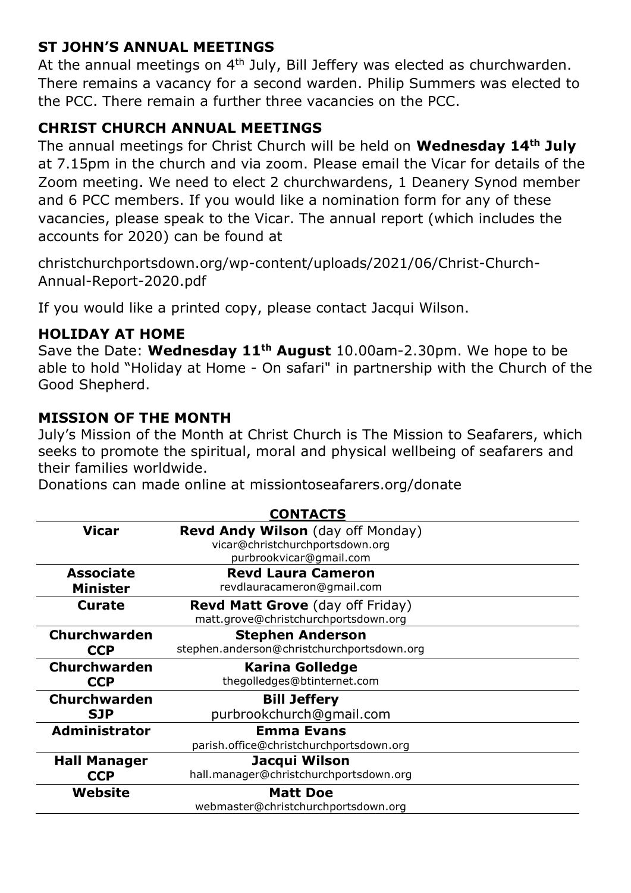## ST JOHN'S ANNUAL MEETINGS

At the annual meetings on 4th July, Bill Jeffery was elected as churchwarden. There remains a vacancy for a second warden. Philip Summers was elected to the PCC. There remain a further three vacancies on the PCC.

## CHRIST CHURCH ANNUAL MEETINGS

The annual meetings for Christ Church will be held on **Wednesday 14th July** at 7.15pm in the church and via zoom. Please email the Vicar for details of the Zoom meeting. We need to elect 2 churchwardens, 1 Deanery Synod member and 6 PCC members. If you would like a nomination form for any of these vacancies, please speak to the Vicar. The annual report (which includes the accounts for 2020) can be found at

christchurchportsdown.org/wp-content/uploads/2021/06/Christ-Church-Annual-Report-2020.pdf

If you would like a printed copy, please contact Jacqui Wilson.

## HOLIDAY AT HOME

Save the Date: **Wednesday 11th August** 10.00am-2.30pm. We hope to be able to hold "Holiday at Home - On safari" in partnership with the Church of the Good Shepherd.

## MISSION OF THE MONTH

July's Mission of the Month at Christ Church is The Mission to Seafarers, which seeks to promote the spiritual, moral and physical wellbeing of seafarers and their families worldwide.
Donations can made online at missiontoseafarers.org/donate

## CONTACTS

| | |
|---|---|
| **Vicar** | **Revd Andy Wilson** (day off Monday)<br>vicar@christchurchportsdown.org<br>purbrookvicar@gmail.com |
| **Associate Minister** | **Revd Laura Cameron**<br>revdlauracameron@gmail.com |
| **Curate** | **Revd Matt Grove** (day off Friday)<br>matt.grove@christchurchportsdown.org |
| **Churchwarden CCP** | **Stephen Anderson**<br>stephen.anderson@christchurchportsdown.org |
| **Churchwarden CCP** | **Karina Golledge**<br>thegolledges@btinternet.com |
| **Churchwarden SJP** | **Bill Jeffery**<br>purbrookchurch@gmail.com |
| **Administrator** | **Emma Evans**<br>parish.office@christchurchportsdown.org |
| **Hall Manager CCP** | **Jacqui Wilson**<br>hall.manager@christchurchportsdown.org |
| **Website** | **Matt Doe**<br>webmaster@christchurchportsdown.org |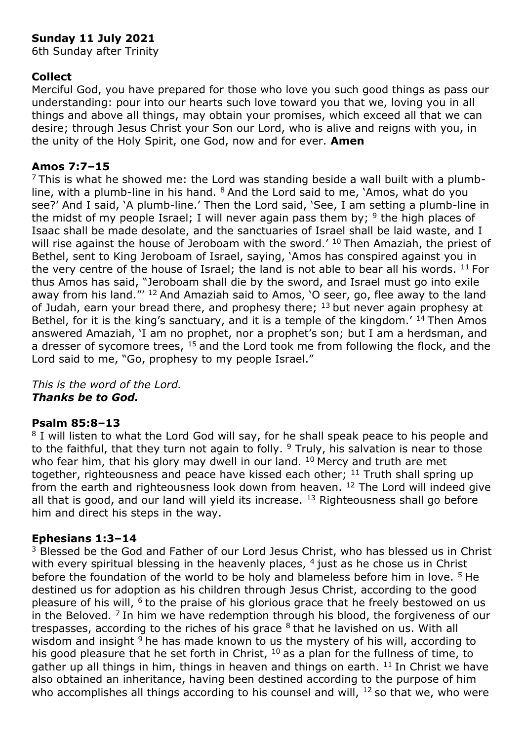**Sunday 11 July 2021**
6th Sunday after Trinity

**Collect**
Merciful God, you have prepared for those who love you such good things as pass our understanding: pour into our hearts such love toward you that we, loving you in all things and above all things, may obtain your promises, which exceed all that we can desire; through Jesus Christ your Son our Lord, who is alive and reigns with you, in the unity of the Holy Spirit, one God, now and for ever. **Amen**

**Amos 7:7–15**
[7] This is what he showed me: the Lord was standing beside a wall built with a plumb-line, with a plumb-line in his hand. [8] And the Lord said to me, 'Amos, what do you see?' And I said, 'A plumb-line.' Then the Lord said, 'See, I am setting a plumb-line in the midst of my people Israel; I will never again pass them by; [9] the high places of Isaac shall be made desolate, and the sanctuaries of Israel shall be laid waste, and I will rise against the house of Jeroboam with the sword.' [10] Then Amaziah, the priest of Bethel, sent to King Jeroboam of Israel, saying, 'Amos has conspired against you in the very centre of the house of Israel; the land is not able to bear all his words. [11] For thus Amos has said, "Jeroboam shall die by the sword, and Israel must go into exile away from his land."' [12] And Amaziah said to Amos, 'O seer, go, flee away to the land of Judah, earn your bread there, and prophesy there; [13] but never again prophesy at Bethel, for it is the king's sanctuary, and it is a temple of the kingdom.' [14] Then Amos answered Amaziah, 'I am no prophet, nor a prophet's son; but I am a herdsman, and a dresser of sycomore trees, [15] and the Lord took me from following the flock, and the Lord said to me, "Go, prophesy to my people Israel."

*This is the word of the Lord.*
***Thanks be to God.***

**Psalm 85:8–13**
[8] I will listen to what the Lord God will say, for he shall speak peace to his people and to the faithful, that they turn not again to folly. [9] Truly, his salvation is near to those who fear him, that his glory may dwell in our land. [10] Mercy and truth are met together, righteousness and peace have kissed each other; [11] Truth shall spring up from the earth and righteousness look down from heaven. [12] The Lord will indeed give all that is good, and our land will yield its increase. [13] Righteousness shall go before him and direct his steps in the way.

**Ephesians 1:3–14**
[3] Blessed be the God and Father of our Lord Jesus Christ, who has blessed us in Christ with every spiritual blessing in the heavenly places, [4] just as he chose us in Christ before the foundation of the world to be holy and blameless before him in love. [5] He destined us for adoption as his children through Jesus Christ, according to the good pleasure of his will, [6] to the praise of his glorious grace that he freely bestowed on us in the Beloved. [7] In him we have redemption through his blood, the forgiveness of our trespasses, according to the riches of his grace [8] that he lavished on us. With all wisdom and insight [9] he has made known to us the mystery of his will, according to his good pleasure that he set forth in Christ, [10] as a plan for the fullness of time, to gather up all things in him, things in heaven and things on earth. [11] In Christ we have also obtained an inheritance, having been destined according to the purpose of him who accomplishes all things according to his counsel and will, [12] so that we, who were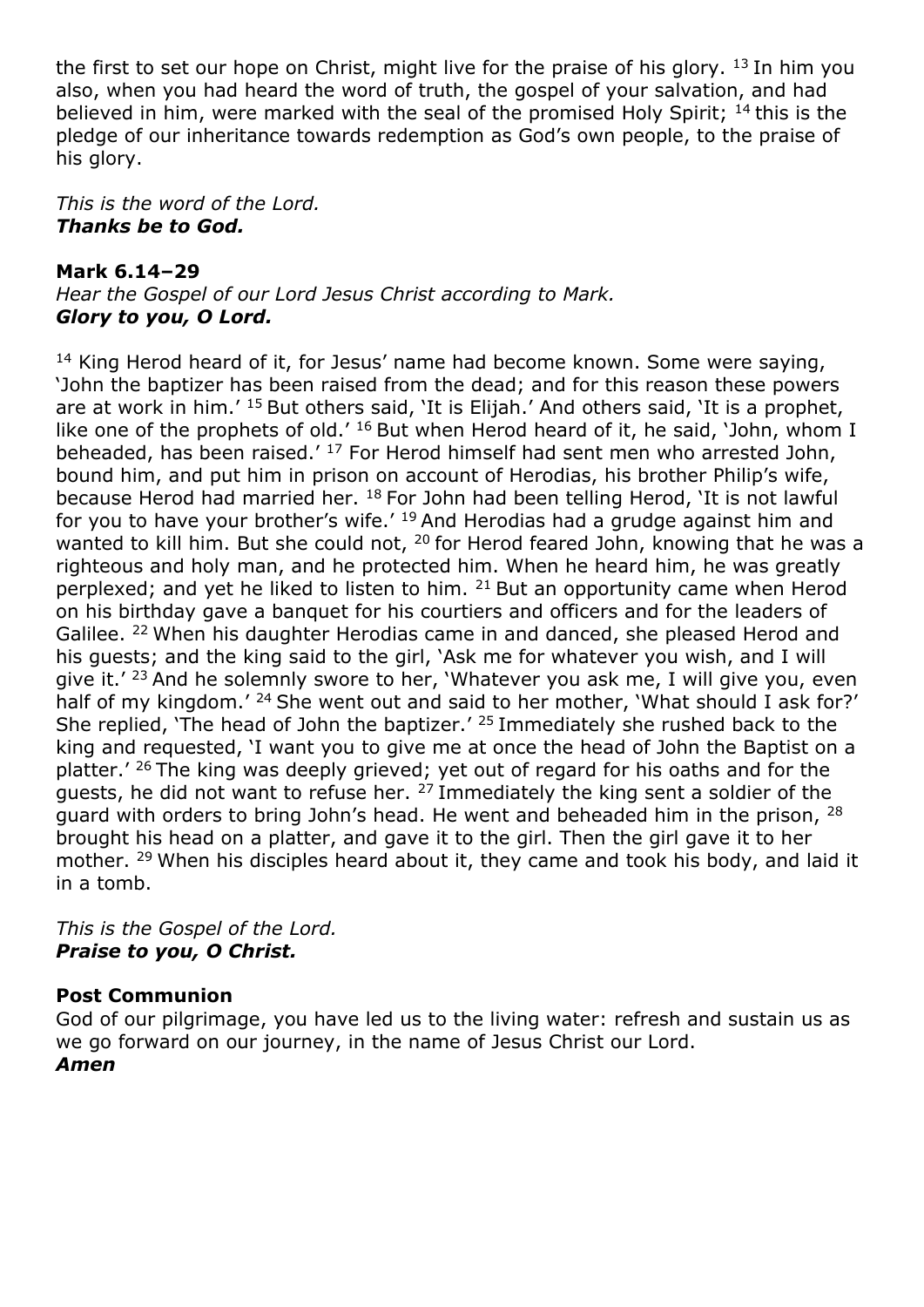the first to set our hope on Christ, might live for the praise of his glory. [13] In him you also, when you had heard the word of truth, the gospel of your salvation, and had believed in him, were marked with the seal of the promised Holy Spirit; [14] this is the pledge of our inheritance towards redemption as God's own people, to the praise of his glory.

*This is the word of the Lord.*
***Thanks be to God.***

**Mark 6.14–29**
*Hear the Gospel of our Lord Jesus Christ according to Mark.*
***Glory to you, O Lord.***

[14] King Herod heard of it, for Jesus' name had become known. Some were saying, 'John the baptizer has been raised from the dead; and for this reason these powers are at work in him.' [15] But others said, 'It is Elijah.' And others said, 'It is a prophet, like one of the prophets of old.' [16] But when Herod heard of it, he said, 'John, whom I beheaded, has been raised.' [17] For Herod himself had sent men who arrested John, bound him, and put him in prison on account of Herodias, his brother Philip's wife, because Herod had married her. [18] For John had been telling Herod, 'It is not lawful for you to have your brother's wife.' [19] And Herodias had a grudge against him and wanted to kill him. But she could not, [20] for Herod feared John, knowing that he was a righteous and holy man, and he protected him. When he heard him, he was greatly perplexed; and yet he liked to listen to him. [21] But an opportunity came when Herod on his birthday gave a banquet for his courtiers and officers and for the leaders of Galilee. [22] When his daughter Herodias came in and danced, she pleased Herod and his guests; and the king said to the girl, 'Ask me for whatever you wish, and I will give it.' [23] And he solemnly swore to her, 'Whatever you ask me, I will give you, even half of my kingdom.' [24] She went out and said to her mother, 'What should I ask for?' She replied, 'The head of John the baptizer.' [25] Immediately she rushed back to the king and requested, 'I want you to give me at once the head of John the Baptist on a platter.' [26] The king was deeply grieved; yet out of regard for his oaths and for the guests, he did not want to refuse her. [27] Immediately the king sent a soldier of the guard with orders to bring John's head. He went and beheaded him in the prison, [28] brought his head on a platter, and gave it to the girl. Then the girl gave it to her mother. [29] When his disciples heard about it, they came and took his body, and laid it in a tomb.

*This is the Gospel of the Lord.*
***Praise to you, O Christ.***

**Post Communion**
God of our pilgrimage, you have led us to the living water: refresh and sustain us as we go forward on our journey, in the name of Jesus Christ our Lord.
***Amen***